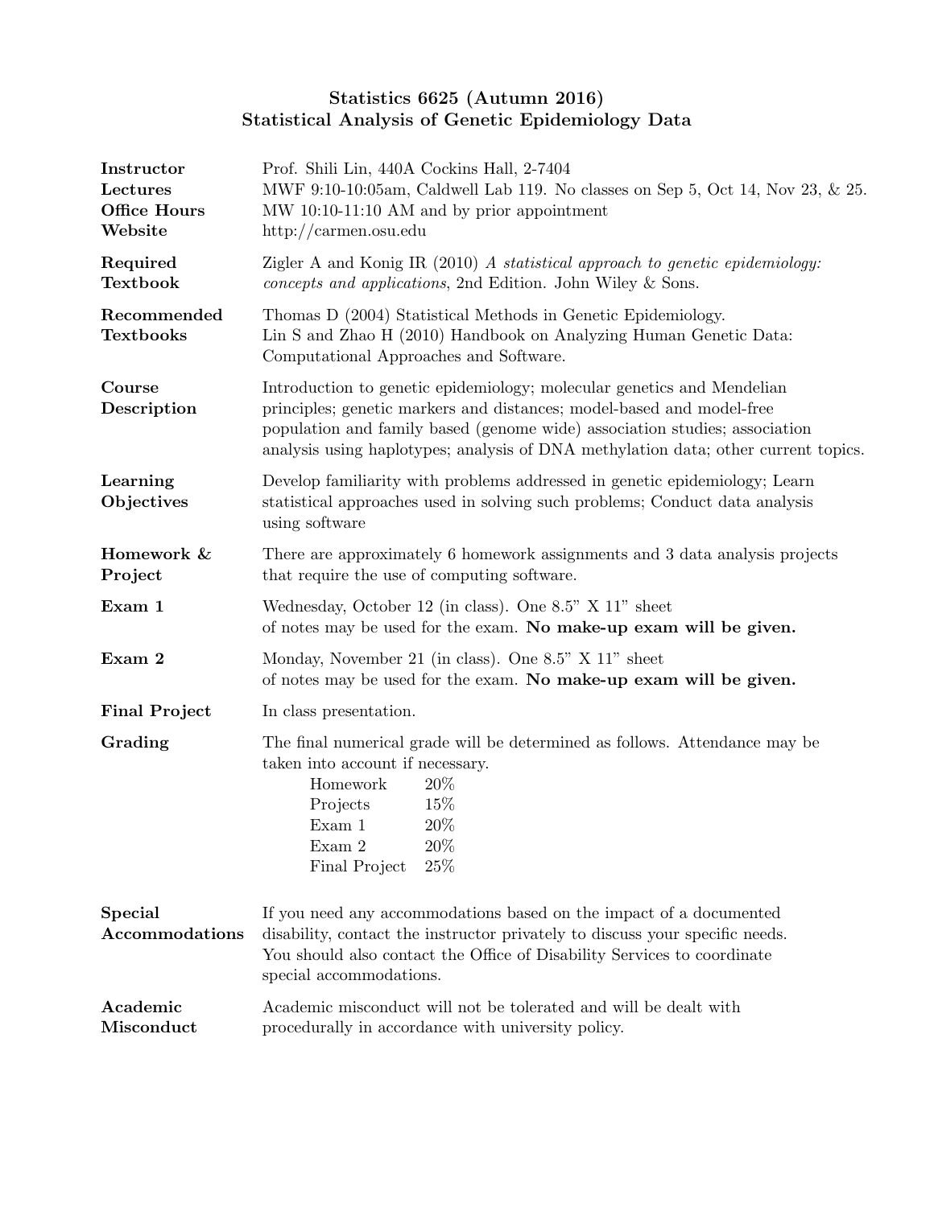# Statistics 6625 (Autumn 2016)
# Statistical Analysis of Genetic Epidemiology Data

**Instructor** Prof. Shili Lin, 440A Cockins Hall, 2-7404

**Lectures** MWF 9:10-10:05am, Caldwell Lab 119. No classes on Sep 5, Oct 14, Nov 23, & 25.

**Office Hours** MW 10:10-11:10 AM and by prior appointment

**Website** http://carmen.osu.edu

**Required Textbook** Zigler A and Konig IR (2010) *A statistical approach to genetic epidemiology: concepts and applications*, 2nd Edition. John Wiley & Sons.

**Recommended Textbooks** Thomas D (2004) Statistical Methods in Genetic Epidemiology.
Lin S and Zhao H (2010) Handbook on Analyzing Human Genetic Data: Computational Approaches and Software.

**Course Description** Introduction to genetic epidemiology; molecular genetics and Mendelian principles; genetic markers and distances; model-based and model-free population and family based (genome wide) association studies; association analysis using haplotypes; analysis of DNA methylation data; other current topics.

**Learning Objectives** Develop familiarity with problems addressed in genetic epidemiology; Learn statistical approaches used in solving such problems; Conduct data analysis using software

**Homework & Project** There are approximately 6 homework assignments and 3 data analysis projects that require the use of computing software.

**Exam 1** Wednesday, October 12 (in class). One 8.5" X 11" sheet of notes may be used for the exam. **No make-up exam will be given.**

**Exam 2** Monday, November 21 (in class). One 8.5" X 11" sheet of notes may be used for the exam. **No make-up exam will be given.**

**Final Project** In class presentation.

**Grading** The final numerical grade will be determined as follows. Attendance may be taken into account if necessary.

| Component | Weight |
|---|---|
| Homework | 20% |
| Projects | 15% |
| Exam 1 | 20% |
| Exam 2 | 20% |
| Final Project | 25% |

**Special Accommodations** If you need any accommodations based on the impact of a documented disability, contact the instructor privately to discuss your specific needs. You should also contact the Office of Disability Services to coordinate special accommodations.

**Academic Misconduct** Academic misconduct will not be tolerated and will be dealt with procedurally in accordance with university policy.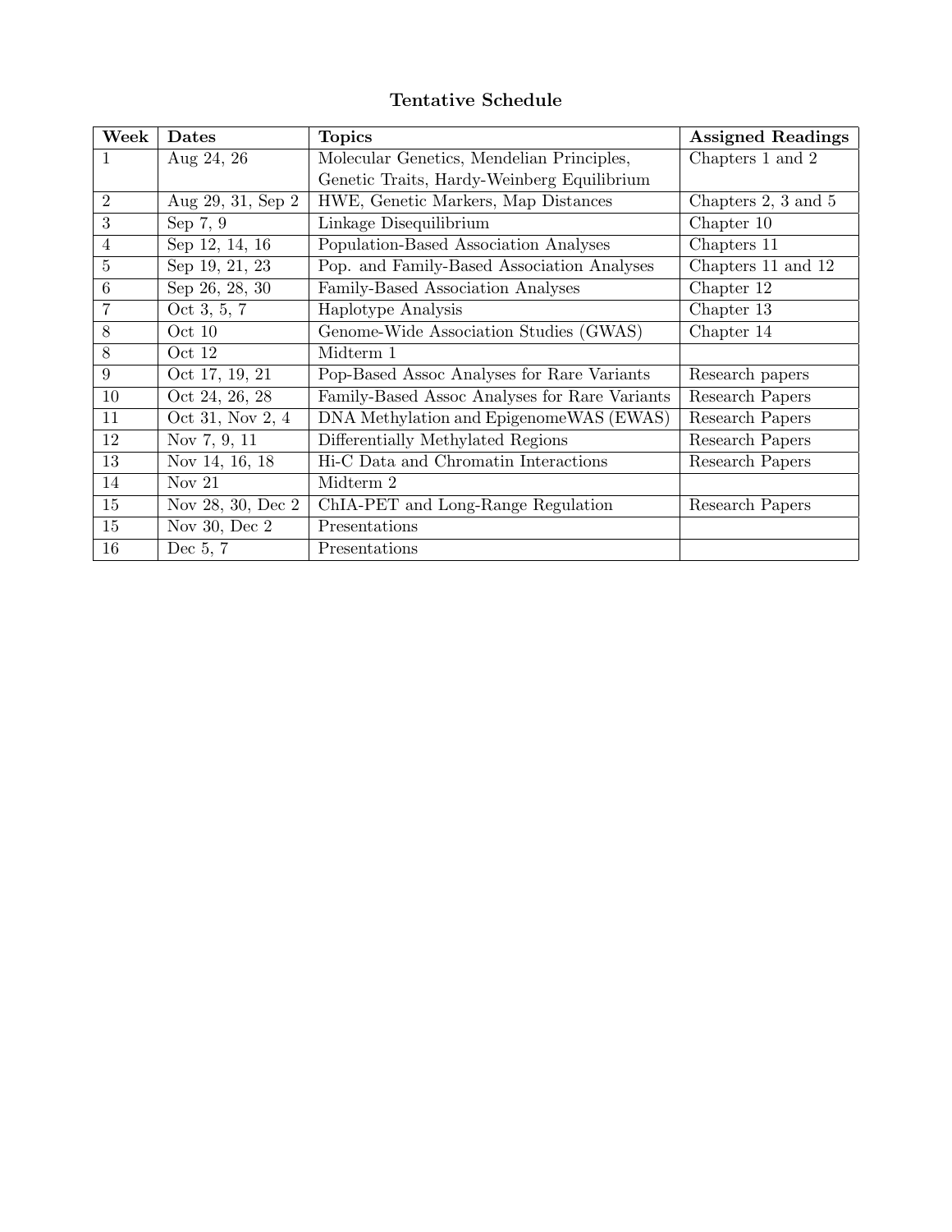## Tentative Schedule

| Week | Dates | Topics | Assigned Readings |
|---|---|---|---|
| 1 | Aug 24, 26 | Molecular Genetics, Mendelian Principles, Genetic Traits, Hardy-Weinberg Equilibrium | Chapters 1 and 2 |
| 2 | Aug 29, 31, Sep 2 | HWE, Genetic Markers, Map Distances | Chapters 2, 3 and 5 |
| 3 | Sep 7, 9 | Linkage Disequilibrium | Chapter 10 |
| 4 | Sep 12, 14, 16 | Population-Based Association Analyses | Chapters 11 |
| 5 | Sep 19, 21, 23 | Pop. and Family-Based Association Analyses | Chapters 11 and 12 |
| 6 | Sep 26, 28, 30 | Family-Based Association Analyses | Chapter 12 |
| 7 | Oct 3, 5, 7 | Haplotype Analysis | Chapter 13 |
| 8 | Oct 10 | Genome-Wide Association Studies (GWAS) | Chapter 14 |
| 8 | Oct 12 | Midterm 1 | |
| 9 | Oct 17, 19, 21 | Pop-Based Assoc Analyses for Rare Variants | Research papers |
| 10 | Oct 24, 26, 28 | Family-Based Assoc Analyses for Rare Variants | Research Papers |
| 11 | Oct 31, Nov 2, 4 | DNA Methylation and EpigenomeWAS (EWAS) | Research Papers |
| 12 | Nov 7, 9, 11 | Differentially Methylated Regions | Research Papers |
| 13 | Nov 14, 16, 18 | Hi-C Data and Chromatin Interactions | Research Papers |
| 14 | Nov 21 | Midterm 2 | |
| 15 | Nov 28, 30, Dec 2 | ChIA-PET and Long-Range Regulation | Research Papers |
| 15 | Nov 30, Dec 2 | Presentations | |
| 16 | Dec 5, 7 | Presentations | |